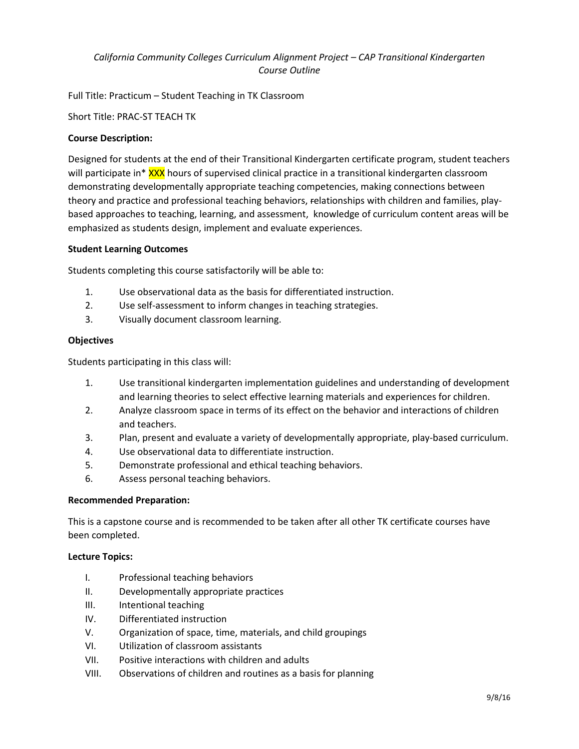*California Community Colleges Curriculum Alignment Project – CAP Transitional Kindergarten Course Outline*

Full Title: Practicum – Student Teaching in TK Classroom

Short Title: PRAC-ST TEACH TK

**Course Description:**

Designed for students at the end of their Transitional Kindergarten certificate program, student teachers will participate in* XXX hours of supervised clinical practice in a transitional kindergarten classroom demonstrating developmentally appropriate teaching competencies, making connections between theory and practice and professional teaching behaviors, ~~r~~relationships with children and families, play-based approaches to teaching, learning, and assessment, knowledge of curriculum content areas will be emphasized as students design, implement and evaluate experiences.

**Student Learning Outcomes**

Students completing this course satisfactorily will be able to:

1. Use observational data as the basis for differentiated instruction.
2. Use self-assessment to inform changes in teaching strategies.
3. Visually document classroom learning.

**Objectives**

Students participating in this class will:

1. Use transitional kindergarten implementation guidelines and understanding of development and learning theories to select effective learning materials and experiences for children.
2. Analyze classroom space in terms of its effect on the behavior and interactions of children and teachers.
3. Plan, present and evaluate a variety of developmentally appropriate, play-based curriculum.
4. Use observational data to differentiate instruction.
5. Demonstrate professional and ethical teaching behaviors.
6. Assess personal teaching behaviors.

**Recommended Preparation:**

This is a capstone course and is recommended to be taken after all other TK certificate courses have been completed.

**Lecture Topics:**

I. Professional teaching behaviors
II. Developmentally appropriate practices
III. Intentional teaching
IV. Differentiated instruction
V. Organization of space, time, materials, and child groupings
VI. Utilization of classroom assistants
VII. Positive interactions with children and adults
VIII. Observations of children and routines as a basis for planning

9/8/16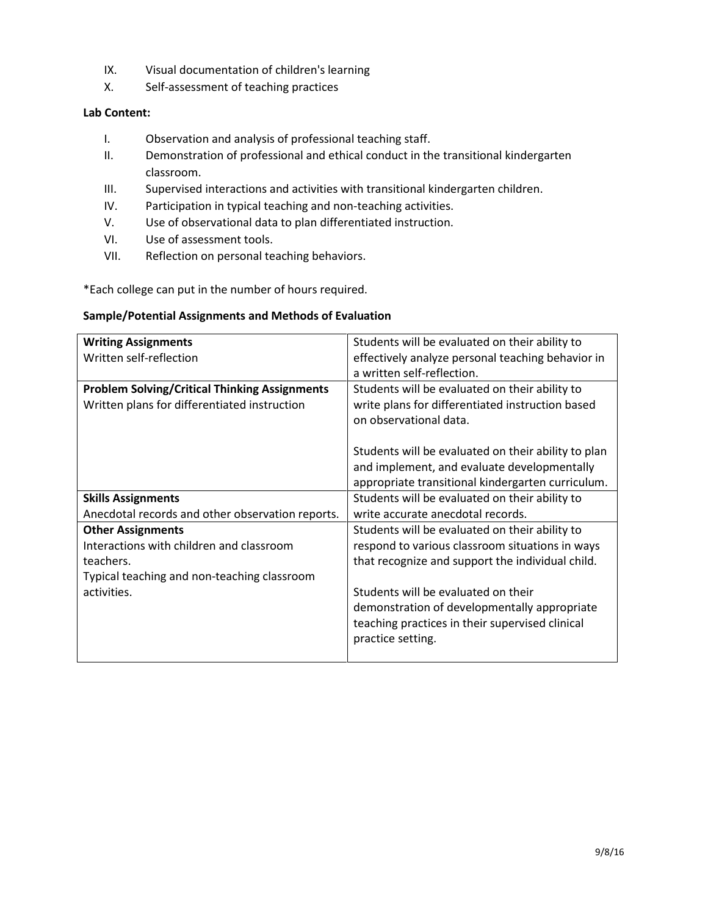IX. Visual documentation of children's learning
X. Self-assessment of teaching practices

**Lab Content:**

I. Observation and analysis of professional teaching staff.
II. Demonstration of professional and ethical conduct in the transitional kindergarten classroom.
III. Supervised interactions and activities with transitional kindergarten children.
IV. Participation in typical teaching and non-teaching activities.
V. Use of observational data to plan differentiated instruction.
VI. Use of assessment tools.
VII. Reflection on personal teaching behaviors.

*Each college can put in the number of hours required.

**Sample/Potential Assignments and Methods of Evaluation**

| | |
|---|---|
| **Writing Assignments**<br>Written self-reflection | Students will be evaluated on their ability to effectively analyze personal teaching behavior in a written self-reflection. |
| **Problem Solving/Critical Thinking Assignments**<br>Written plans for differentiated instruction | Students will be evaluated on their ability to write plans for differentiated instruction based on observational data.<br><br>Students will be evaluated on their ability to plan and implement, and evaluate developmentally appropriate transitional kindergarten curriculum. |
| **Skills Assignments**<br>Anecdotal records and other observation reports. | Students will be evaluated on their ability to write accurate anecdotal records. |
| **Other Assignments**<br>Interactions with children and classroom teachers.<br>Typical teaching and non-teaching classroom activities. | Students will be evaluated on their ability to respond to various classroom situations in ways that recognize and support the individual child.<br><br>Students will be evaluated on their demonstration of developmentally appropriate teaching practices in their supervised clinical practice setting. |

9/8/16